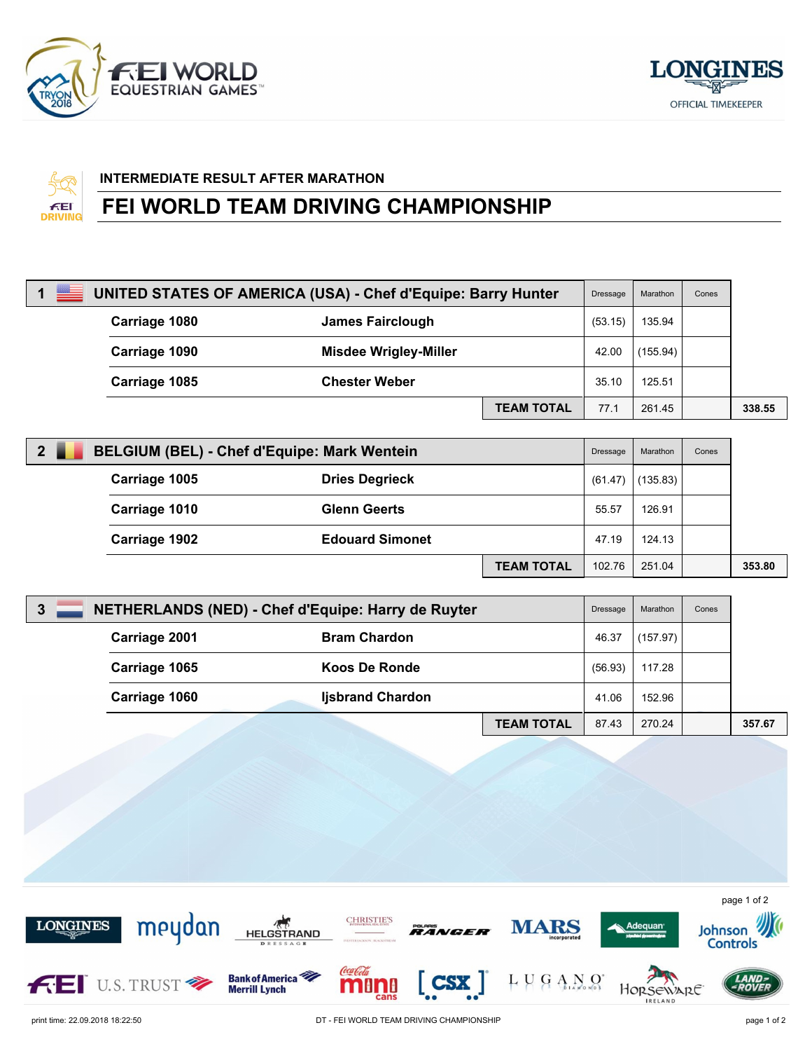## INTERMEDIATE RESULT AFTER MARATHON

# FEI WORLD TEAM DRIVING CHAMPIONSHIP

| Rank | Team / Carriage | Athlete | Dressage | Marathon | Cones | Total |
|---|---|---|---|---|---|---|
| **1** | **UNITED STATES OF AMERICA (USA) - Chef d'Equipe: Barry Hunter** | | | | | |
| | **Carriage 1080** | **James Fairclough** | (53.15) | 135.94 | | |
| | **Carriage 1090** | **Misdee Wrigley-Miller** | 42.00 | (155.94) | | |
| | **Carriage 1085** | **Chester Weber** | 35.10 | 125.51 | | |
| | | **TEAM TOTAL** | 77.1 | 261.45 | | **338.55** |
| **2** | **BELGIUM (BEL) - Chef d'Equipe: Mark Wentein** | | | | | |
| | **Carriage 1005** | **Dries Degrieck** | (61.47) | (135.83) | | |
| | **Carriage 1010** | **Glenn Geerts** | 55.57 | 126.91 | | |
| | **Carriage 1902** | **Edouard Simonet** | 47.19 | 124.13 | | |
| | | **TEAM TOTAL** | 102.76 | 251.04 | | **353.80** |
| **3** | **NETHERLANDS (NED) - Chef d'Equipe: Harry de Ruyter** | | | | | |
| | **Carriage 2001** | **Bram Chardon** | 46.37 | (157.97) | | |
| | **Carriage 1065** | **Koos De Ronde** | (56.93) | 117.28 | | |
| | **Carriage 1060** | **Ijsbrand Chardon** | 41.06 | 152.96 | | |
| | | **TEAM TOTAL** | 87.43 | 270.24 | | **357.67** |

print time: 22.09.2018 18:22:50

DT - FEI WORLD TEAM DRIVING CHAMPIONSHIP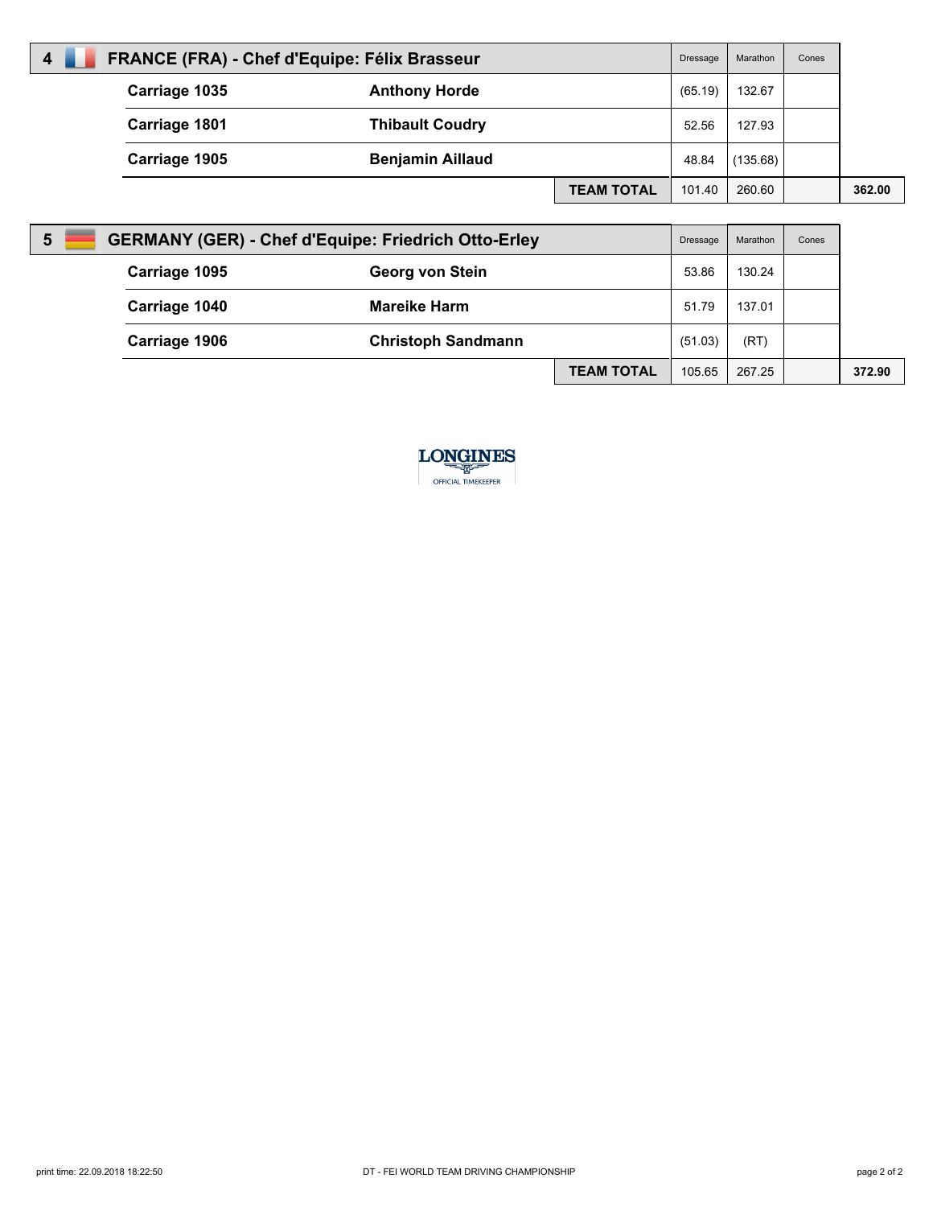| 4 | FRANCE (FRA) - Chef d'Equipe: Félix Brasseur | | Dressage | Marathon | Cones | |
|---|---|---|---|---|---|---|
| | Carriage 1035 | Anthony Horde | (65.19) | 132.67 | | |
| | Carriage 1801 | Thibault Coudry | 52.56 | 127.93 | | |
| | Carriage 1905 | Benjamin Aillaud | 48.84 | (135.68) | | |
| | | **TEAM TOTAL** | 101.40 | 260.60 | | **362.00** |

| 5 | GERMANY (GER) - Chef d'Equipe: Friedrich Otto-Erley | | Dressage | Marathon | Cones | |
|---|---|---|---|---|---|---|
| | Carriage 1095 | Georg von Stein | 53.86 | 130.24 | | |
| | Carriage 1040 | Mareike Harm | 51.79 | 137.01 | | |
| | Carriage 1906 | Christoph Sandmann | (51.03) | (RT) | | |
| | | **TEAM TOTAL** | 105.65 | 267.25 | | **372.90** |

LONGINES
OFFICIAL TIMEKEEPER

print time: 22.09.2018 18:22:50

DT - FEI WORLD TEAM DRIVING CHAMPIONSHIP